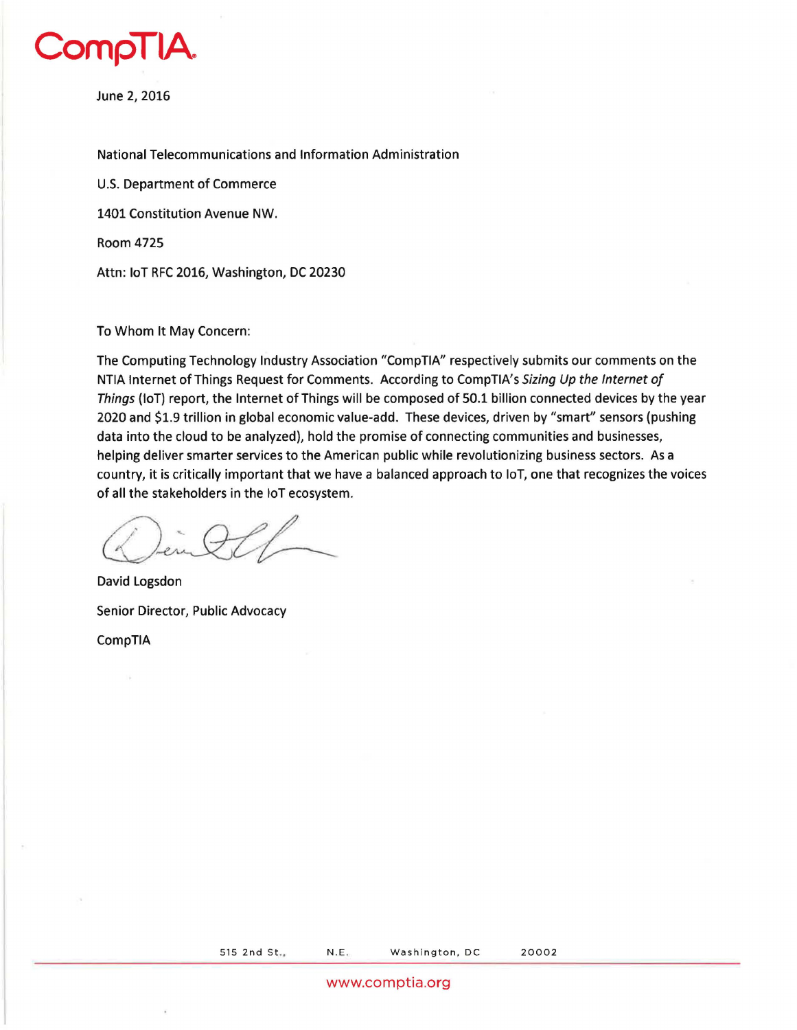CompTIA

June 2, 2016

National Telecommunications and Information Administration

U.S. Department of Commerce

1401 Constitution Avenue NW.

Room 4725

Attn: IoT RFC 2016, Washington, DC 20230

To Whom It May Concern:

The Computing Technology Industry Association "CompTIA" respectively submits our comments on the NTIA Internet of Things Request for Comments. According to CompTIA's *Sizing Up the Internet of Things* (IoT) report, the Internet of Things will be composed of 50.1 billion connected devices by the year 2020 and $1.9 trillion in global economic value-add. These devices, driven by "smart" sensors (pushing data into the cloud to be analyzed), hold the promise of connecting communities and businesses, helping deliver smarter services to the American public while revolutionizing business sectors. As a country, it is critically important that we have a balanced approach to IoT, one that recognizes the voices of all the stakeholders in the IoT ecosystem.

David Logsdon

Senior Director, Public Advocacy

CompTIA

515 2nd St., N.E. Washington, DC 20002

www.comptia.org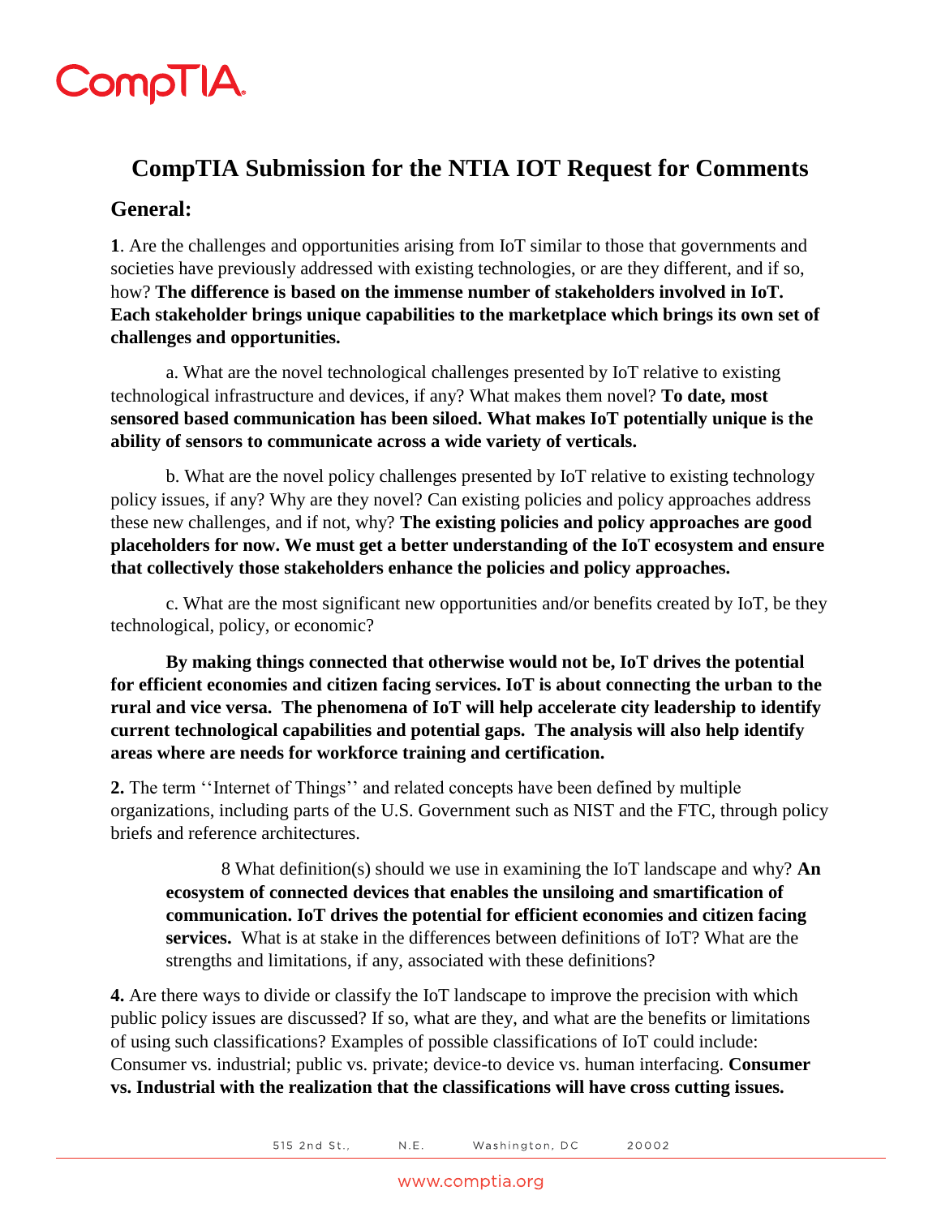CompTIA

# CompTIA Submission for the NTIA IOT Request for Comments

## General:

**1**. Are the challenges and opportunities arising from IoT similar to those that governments and societies have previously addressed with existing technologies, or are they different, and if so, how? **The difference is based on the immense number of stakeholders involved in IoT. Each stakeholder brings unique capabilities to the marketplace which brings its own set of challenges and opportunities.**

a. What are the novel technological challenges presented by IoT relative to existing technological infrastructure and devices, if any? What makes them novel? **To date, most sensored based communication has been siloed. What makes IoT potentially unique is the ability of sensors to communicate across a wide variety of verticals.**

b. What are the novel policy challenges presented by IoT relative to existing technology policy issues, if any? Why are they novel? Can existing policies and policy approaches address these new challenges, and if not, why? **The existing policies and policy approaches are good placeholders for now. We must get a better understanding of the IoT ecosystem and ensure that collectively those stakeholders enhance the policies and policy approaches.**

c. What are the most significant new opportunities and/or benefits created by IoT, be they technological, policy, or economic?

**By making things connected that otherwise would not be, IoT drives the potential for efficient economies and citizen facing services. IoT is about connecting the urban to the rural and vice versa. The phenomena of IoT will help accelerate city leadership to identify current technological capabilities and potential gaps. The analysis will also help identify areas where are needs for workforce training and certification.**

**2.** The term ''Internet of Things'' and related concepts have been defined by multiple organizations, including parts of the U.S. Government such as NIST and the FTC, through policy briefs and reference architectures.

8 What definition(s) should we use in examining the IoT landscape and why? **An ecosystem of connected devices that enables the unsiloing and smartification of communication. IoT drives the potential for efficient economies and citizen facing services.** What is at stake in the differences between definitions of IoT? What are the strengths and limitations, if any, associated with these definitions?

**4.** Are there ways to divide or classify the IoT landscape to improve the precision with which public policy issues are discussed? If so, what are they, and what are the benefits or limitations of using such classifications? Examples of possible classifications of IoT could include: Consumer vs. industrial; public vs. private; device-to device vs. human interfacing. **Consumer vs. Industrial with the realization that the classifications will have cross cutting issues.**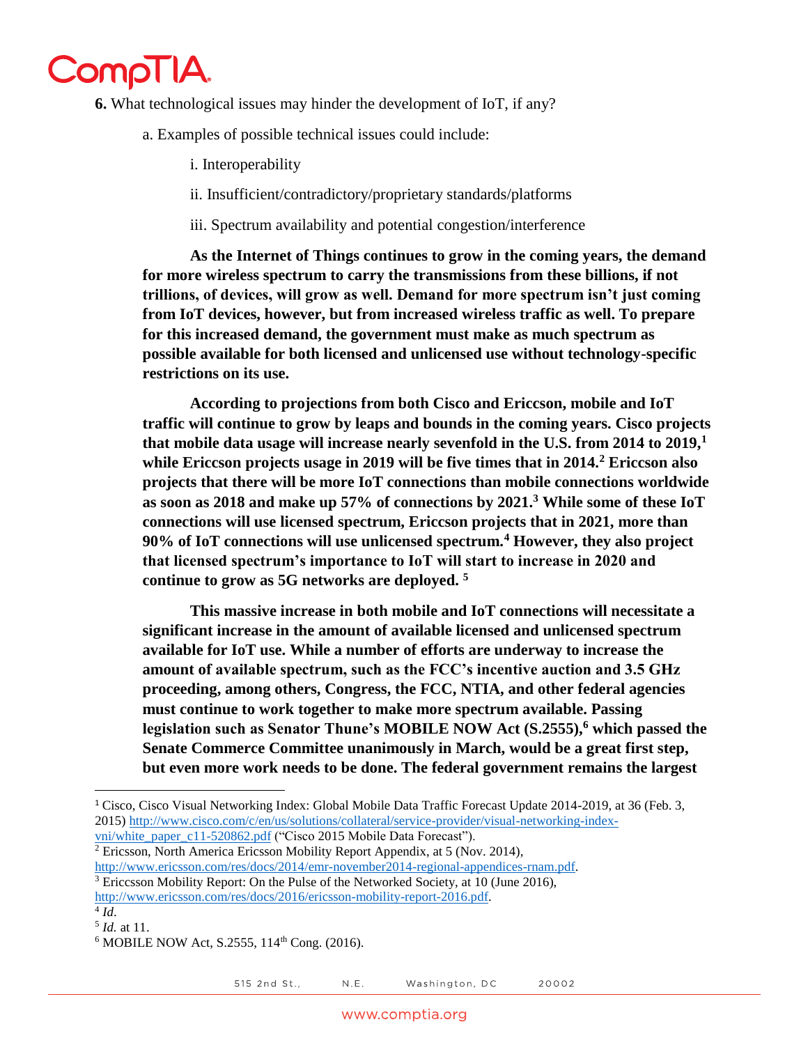**6.** What technological issues may hinder the development of IoT, if any?

a. Examples of possible technical issues could include:

i. Interoperability

ii. Insufficient/contradictory/proprietary standards/platforms

iii. Spectrum availability and potential congestion/interference

**As the Internet of Things continues to grow in the coming years, the demand for more wireless spectrum to carry the transmissions from these billions, if not trillions, of devices, will grow as well. Demand for more spectrum isn't just coming from IoT devices, however, but from increased wireless traffic as well. To prepare for this increased demand, the government must make as much spectrum as possible available for both licensed and unlicensed use without technology-specific restrictions on its use.**

**According to projections from both Cisco and Ericcson, mobile and IoT traffic will continue to grow by leaps and bounds in the coming years. Cisco projects that mobile data usage will increase nearly sevenfold in the U.S. from 2014 to 2019,[1] while Ericcson projects usage in 2019 will be five times that in 2014.[2] Ericcson also projects that there will be more IoT connections than mobile connections worldwide as soon as 2018 and make up 57% of connections by 2021.[3] While some of these IoT connections will use licensed spectrum, Ericcson projects that in 2021, more than 90% of IoT connections will use unlicensed spectrum.[4] However, they also project that licensed spectrum's importance to IoT will start to increase in 2020 and continue to grow as 5G networks are deployed. [5]**

**This massive increase in both mobile and IoT connections will necessitate a significant increase in the amount of available licensed and unlicensed spectrum available for IoT use. While a number of efforts are underway to increase the amount of available spectrum, such as the FCC's incentive auction and 3.5 GHz proceeding, among others, Congress, the FCC, NTIA, and other federal agencies must continue to work together to make more spectrum available. Passing legislation such as Senator Thune's MOBILE NOW Act (S.2555),[6] which passed the Senate Commerce Committee unanimously in March, would be a great first step, but even more work needs to be done. The federal government remains the largest**

---

[1] Cisco, Cisco Visual Networking Index: Global Mobile Data Traffic Forecast Update 2014-2019, at 36 (Feb. 3, 2015) http://www.cisco.com/c/en/us/solutions/collateral/service-provider/visual-networking-index-vni/white_paper_c11-520862.pdf ("Cisco 2015 Mobile Data Forecast").

[2] Ericsson, North America Ericsson Mobility Report Appendix, at 5 (Nov. 2014), http://www.ericsson.com/res/docs/2014/emr-november2014-regional-appendices-rnam.pdf.

[3] Ericcsson Mobility Report: On the Pulse of the Networked Society, at 10 (June 2016), http://www.ericsson.com/res/docs/2016/ericsson-mobility-report-2016.pdf.

[4] *Id*.

[5] *Id.* at 11.

[6] MOBILE NOW Act, S.2555, 114th Cong. (2016).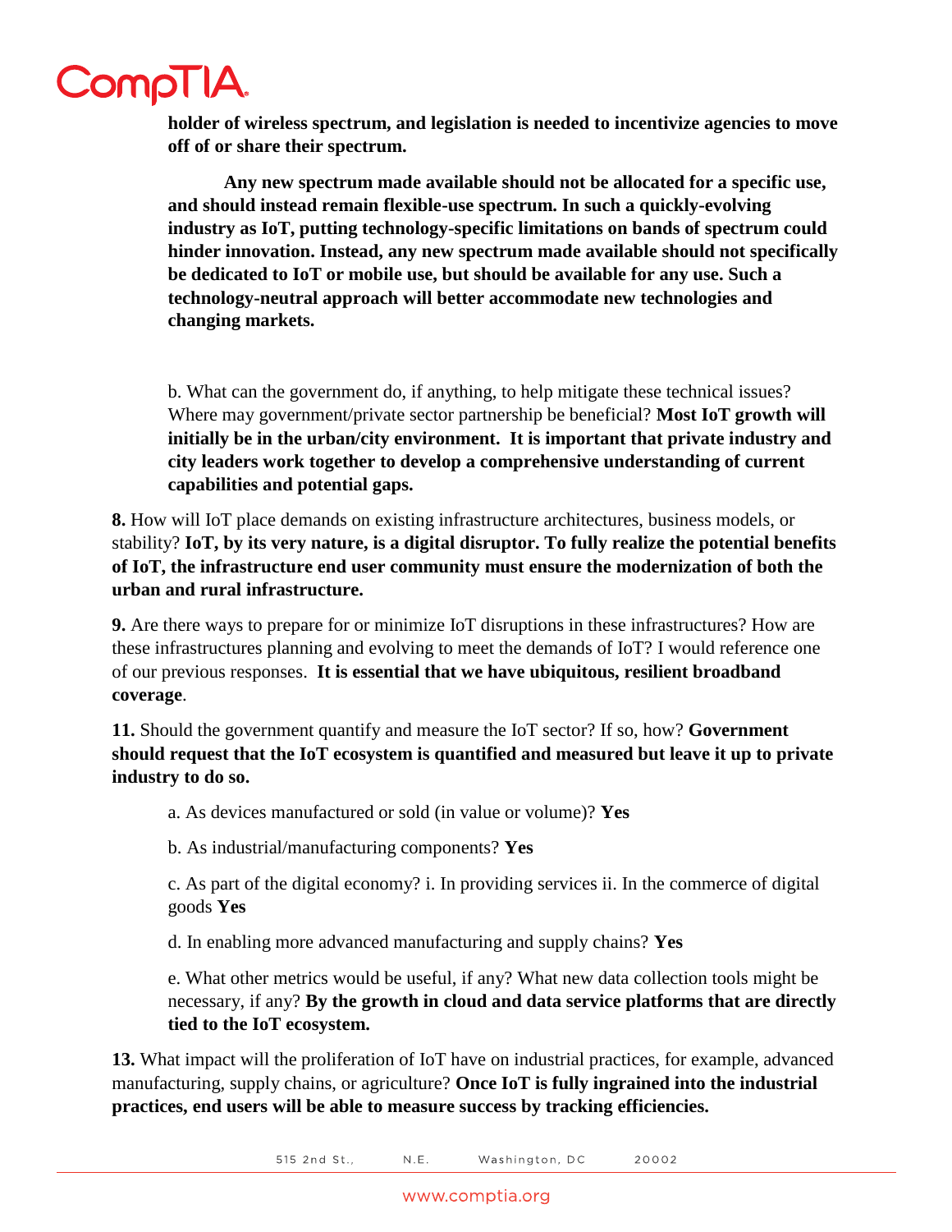**holder of wireless spectrum, and legislation is needed to incentivize agencies to move off of or share their spectrum.**

**Any new spectrum made available should not be allocated for a specific use, and should instead remain flexible-use spectrum. In such a quickly-evolving industry as IoT, putting technology-specific limitations on bands of spectrum could hinder innovation. Instead, any new spectrum made available should not specifically be dedicated to IoT or mobile use, but should be available for any use. Such a technology-neutral approach will better accommodate new technologies and changing markets.**

b. What can the government do, if anything, to help mitigate these technical issues? Where may government/private sector partnership be beneficial? **Most IoT growth will initially be in the urban/city environment. It is important that private industry and city leaders work together to develop a comprehensive understanding of current capabilities and potential gaps.**

**8.** How will IoT place demands on existing infrastructure architectures, business models, or stability? **IoT, by its very nature, is a digital disruptor. To fully realize the potential benefits of IoT, the infrastructure end user community must ensure the modernization of both the urban and rural infrastructure.**

**9.** Are there ways to prepare for or minimize IoT disruptions in these infrastructures? How are these infrastructures planning and evolving to meet the demands of IoT? I would reference one of our previous responses. **It is essential that we have ubiquitous, resilient broadband coverage**.

**11.** Should the government quantify and measure the IoT sector? If so, how? **Government should request that the IoT ecosystem is quantified and measured but leave it up to private industry to do so.**

a. As devices manufactured or sold (in value or volume)? **Yes**

b. As industrial/manufacturing components? **Yes**

c. As part of the digital economy? i. In providing services ii. In the commerce of digital goods **Yes**

d. In enabling more advanced manufacturing and supply chains? **Yes**

e. What other metrics would be useful, if any? What new data collection tools might be necessary, if any? **By the growth in cloud and data service platforms that are directly tied to the IoT ecosystem.**

**13.** What impact will the proliferation of IoT have on industrial practices, for example, advanced manufacturing, supply chains, or agriculture? **Once IoT is fully ingrained into the industrial practices, end users will be able to measure success by tracking efficiencies.**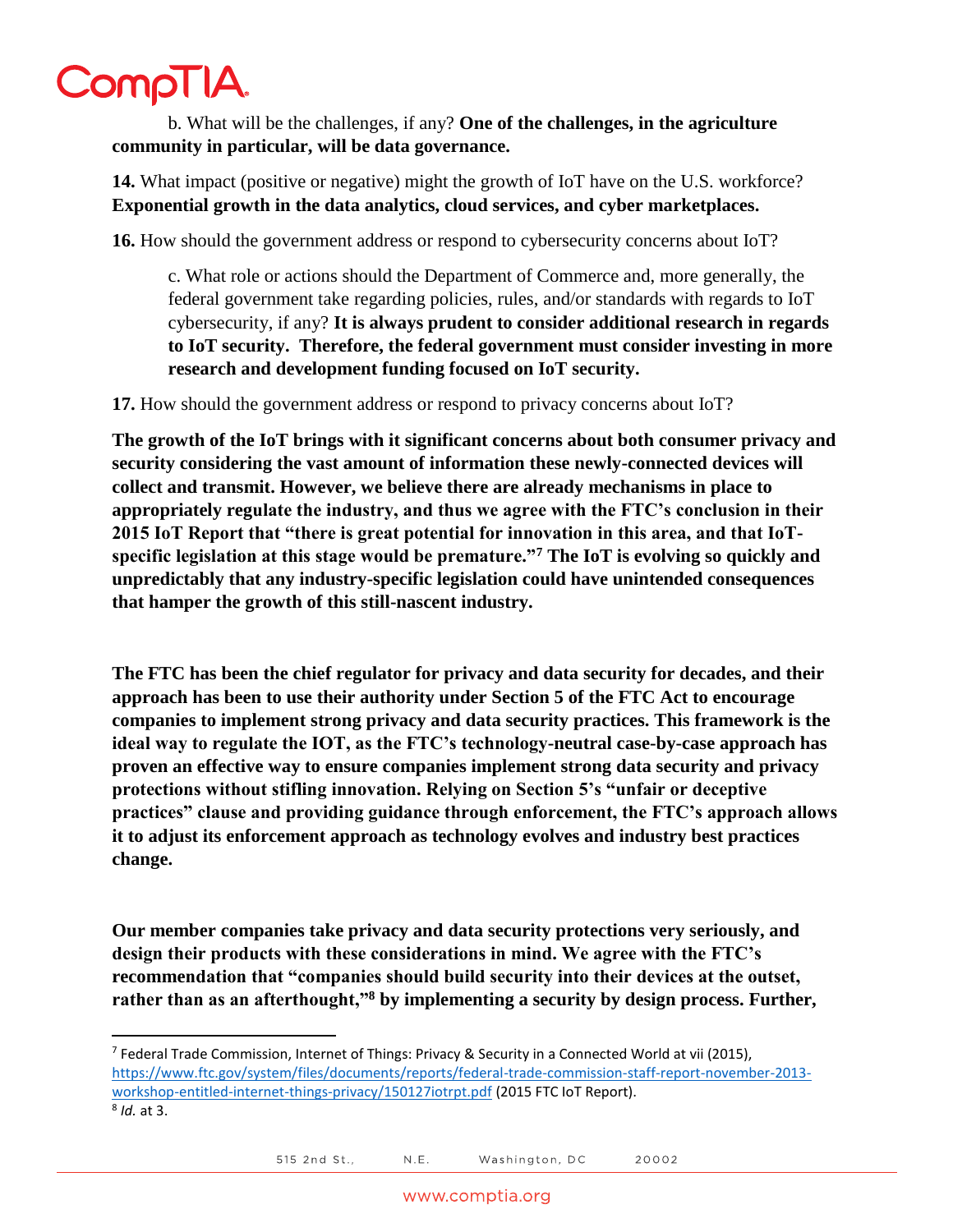b. What will be the challenges, if any? **One of the challenges, in the agriculture community in particular, will be data governance.**

**14.** What impact (positive or negative) might the growth of IoT have on the U.S. workforce? **Exponential growth in the data analytics, cloud services, and cyber marketplaces.**

**16.** How should the government address or respond to cybersecurity concerns about IoT?

c. What role or actions should the Department of Commerce and, more generally, the federal government take regarding policies, rules, and/or standards with regards to IoT cybersecurity, if any? **It is always prudent to consider additional research in regards to IoT security. Therefore, the federal government must consider investing in more research and development funding focused on IoT security.**

**17.** How should the government address or respond to privacy concerns about IoT?

**The growth of the IoT brings with it significant concerns about both consumer privacy and security considering the vast amount of information these newly-connected devices will collect and transmit. However, we believe there are already mechanisms in place to appropriately regulate the industry, and thus we agree with the FTC's conclusion in their 2015 IoT Report that "there is great potential for innovation in this area, and that IoT-specific legislation at this stage would be premature."[7] The IoT is evolving so quickly and unpredictably that any industry-specific legislation could have unintended consequences that hamper the growth of this still-nascent industry.**

**The FTC has been the chief regulator for privacy and data security for decades, and their approach has been to use their authority under Section 5 of the FTC Act to encourage companies to implement strong privacy and data security practices. This framework is the ideal way to regulate the IOT, as the FTC's technology-neutral case-by-case approach has proven an effective way to ensure companies implement strong data security and privacy protections without stifling innovation. Relying on Section 5's "unfair or deceptive practices" clause and providing guidance through enforcement, the FTC's approach allows it to adjust its enforcement approach as technology evolves and industry best practices change.**

**Our member companies take privacy and data security protections very seriously, and design their products with these considerations in mind. We agree with the FTC's recommendation that "companies should build security into their devices at the outset, rather than as an afterthought,"[8] by implementing a security by design process. Further,**

---

[7] Federal Trade Commission, Internet of Things: Privacy & Security in a Connected World at vii (2015), https://www.ftc.gov/system/files/documents/reports/federal-trade-commission-staff-report-november-2013-workshop-entitled-internet-things-privacy/150127iotrpt.pdf (2015 FTC IoT Report).

[8] *Id.* at 3.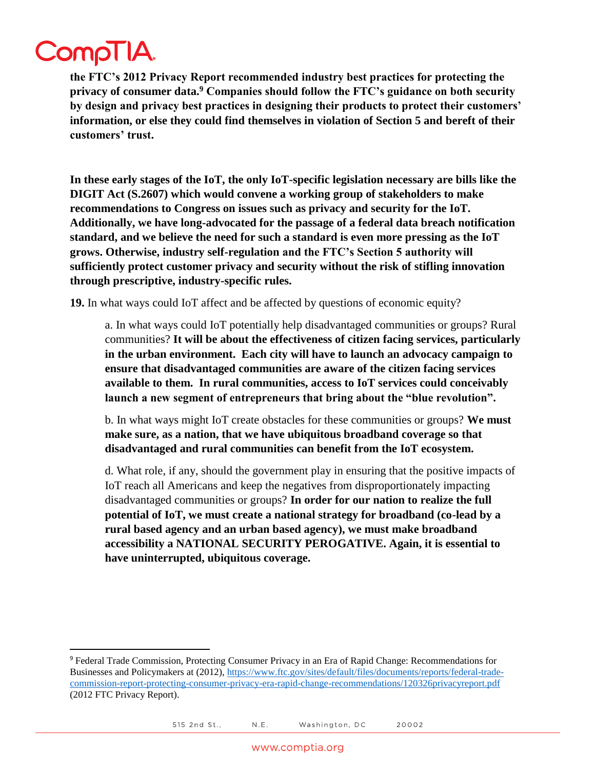**the FTC's 2012 Privacy Report recommended industry best practices for protecting the privacy of consumer data.[9] Companies should follow the FTC's guidance on both security by design and privacy best practices in designing their products to protect their customers' information, or else they could find themselves in violation of Section 5 and bereft of their customers' trust.**

**In these early stages of the IoT, the only IoT-specific legislation necessary are bills like the DIGIT Act (S.2607) which would convene a working group of stakeholders to make recommendations to Congress on issues such as privacy and security for the IoT. Additionally, we have long-advocated for the passage of a federal data breach notification standard, and we believe the need for such a standard is even more pressing as the IoT grows. Otherwise, industry self-regulation and the FTC's Section 5 authority will sufficiently protect customer privacy and security without the risk of stifling innovation through prescriptive, industry-specific rules.**

**19.** In what ways could IoT affect and be affected by questions of economic equity?

a. In what ways could IoT potentially help disadvantaged communities or groups? Rural communities? **It will be about the effectiveness of citizen facing services, particularly in the urban environment. Each city will have to launch an advocacy campaign to ensure that disadvantaged communities are aware of the citizen facing services available to them. In rural communities, access to IoT services could conceivably launch a new segment of entrepreneurs that bring about the "blue revolution".**

b. In what ways might IoT create obstacles for these communities or groups? **We must make sure, as a nation, that we have ubiquitous broadband coverage so that disadvantaged and rural communities can benefit from the IoT ecosystem.**

d. What role, if any, should the government play in ensuring that the positive impacts of IoT reach all Americans and keep the negatives from disproportionately impacting disadvantaged communities or groups? **In order for our nation to realize the full potential of IoT, we must create a national strategy for broadband (co-lead by a rural based agency and an urban based agency), we must make broadband accessibility a NATIONAL SECURITY PEROGATIVE. Again, it is essential to have uninterrupted, ubiquitous coverage.**

[9] Federal Trade Commission, Protecting Consumer Privacy in an Era of Rapid Change: Recommendations for Businesses and Policymakers at (2012), https://www.ftc.gov/sites/default/files/documents/reports/federal-trade-commission-report-protecting-consumer-privacy-era-rapid-change-recommendations/120326privacyreport.pdf (2012 FTC Privacy Report).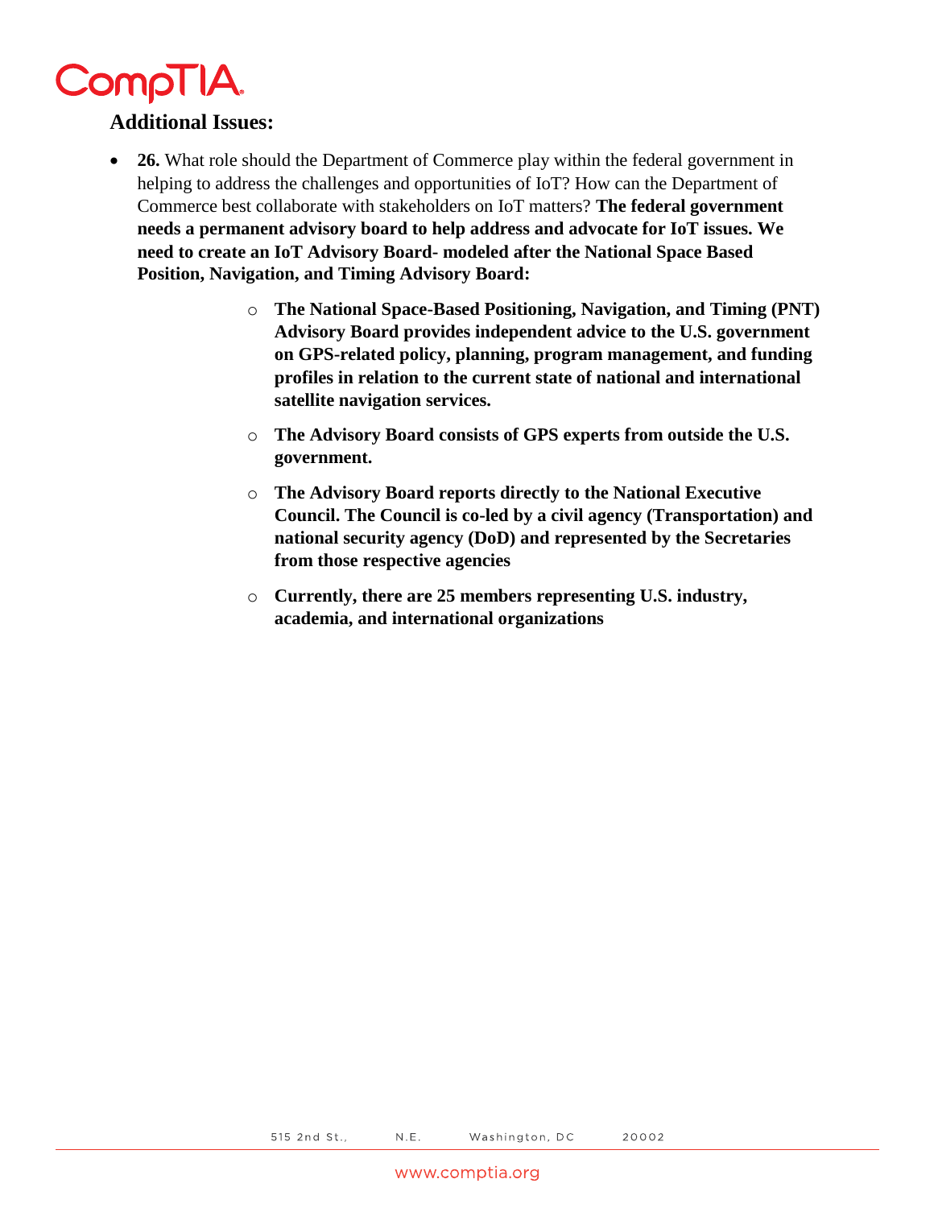## Additional Issues:

- **26.** What role should the Department of Commerce play within the federal government in helping to address the challenges and opportunities of IoT? How can the Department of Commerce best collaborate with stakeholders on IoT matters? **The federal government needs a permanent advisory board to help address and advocate for IoT issues. We need to create an IoT Advisory Board- modeled after the National Space Based Position, Navigation, and Timing Advisory Board:**
  - **The National Space-Based Positioning, Navigation, and Timing (PNT) Advisory Board provides independent advice to the U.S. government on GPS-related policy, planning, program management, and funding profiles in relation to the current state of national and international satellite navigation services.**
  - **The Advisory Board consists of GPS experts from outside the U.S. government.**
  - **The Advisory Board reports directly to the National Executive Council. The Council is co-led by a civil agency (Transportation) and national security agency (DoD) and represented by the Secretaries from those respective agencies**
  - **Currently, there are 25 members representing U.S. industry, academia, and international organizations**